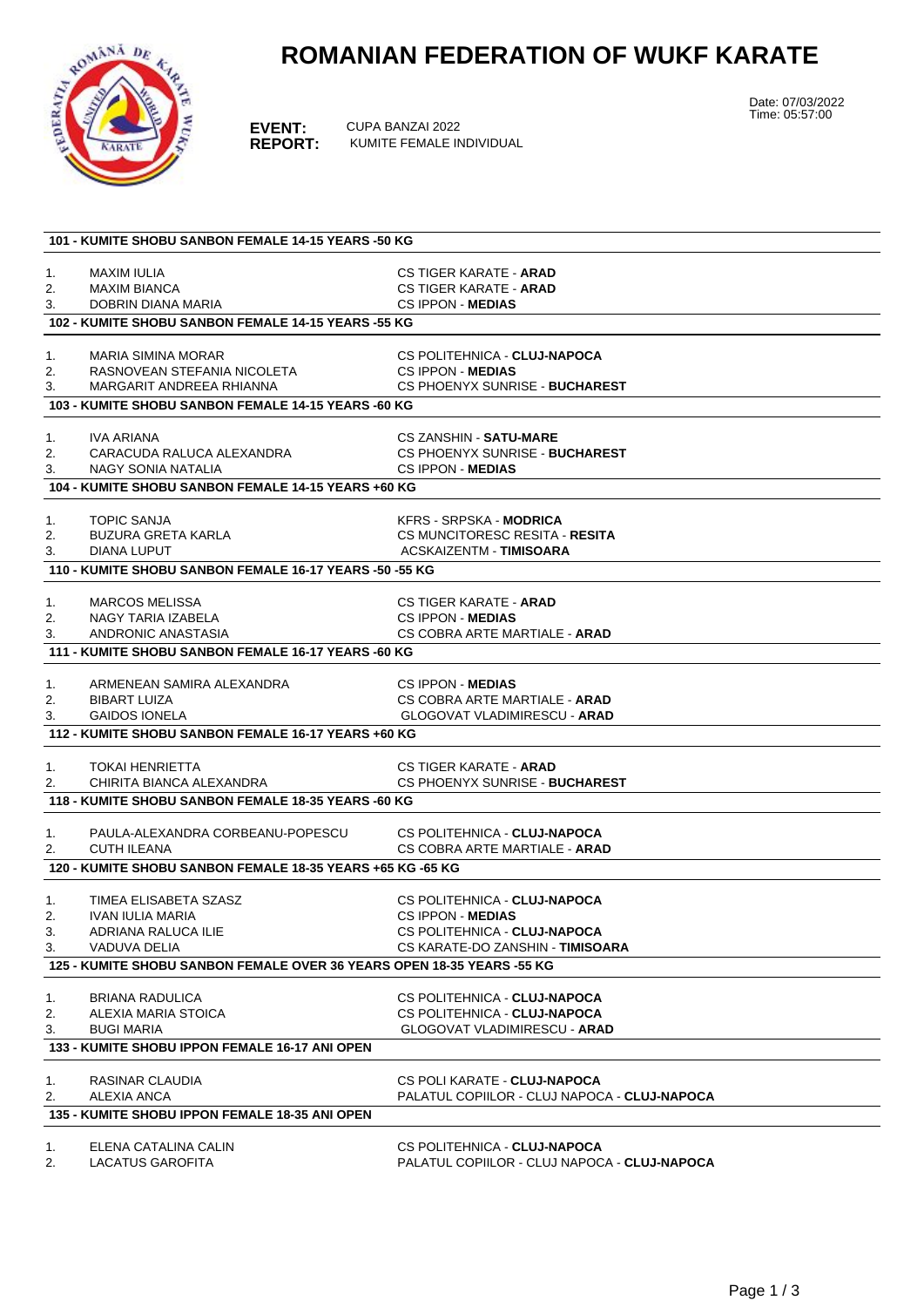# ROMANIAN FEDERATION OF WUKF KARATE

Date: 07/03/2022
Time: 05:57:00

**EVENT:** CUPA BANZAI 2022
**REPORT:** KUMITE FEMALE INDIVIDUAL

## 101 - KUMITE SHOBU SANBON FEMALE 14-15 YEARS -50 KG

1. MAXIM IULIA — CS TIGER KARATE - **ARAD**
2. MAXIM BIANCA — CS TIGER KARATE - **ARAD**
3. DOBRIN DIANA MARIA — CS IPPON - **MEDIAS**

## 102 - KUMITE SHOBU SANBON FEMALE 14-15 YEARS -55 KG

1. MARIA SIMINA MORAR — CS POLITEHNICA - **CLUJ-NAPOCA**
2. RASNOVEAN STEFANIA NICOLETA — CS IPPON - **MEDIAS**
3. MARGARIT ANDREEA RHIANNA — CS PHOENYX SUNRISE - **BUCHAREST**

## 103 - KUMITE SHOBU SANBON FEMALE 14-15 YEARS -60 KG

1. IVA ARIANA — CS ZANSHIN - **SATU-MARE**
2. CARACUDA RALUCA ALEXANDRA — CS PHOENYX SUNRISE - **BUCHAREST**
3. NAGY SONIA NATALIA — CS IPPON - **MEDIAS**

## 104 - KUMITE SHOBU SANBON FEMALE 14-15 YEARS +60 KG

1. TOPIC SANJA — KFRS - SRPSKA - **MODRICA**
2. BUZURA GRETA KARLA — CS MUNCITORESC RESITA - **RESITA**
3. DIANA LUPUT — ACSKAIZENTM - **TIMISOARA**

## 110 - KUMITE SHOBU SANBON FEMALE 16-17 YEARS -50 -55 KG

1. MARCOS MELISSA — CS TIGER KARATE - **ARAD**
2. NAGY TARIA IZABELA — CS IPPON - **MEDIAS**
3. ANDRONIC ANASTASIA — CS COBRA ARTE MARTIALE - **ARAD**

## 111 - KUMITE SHOBU SANBON FEMALE 16-17 YEARS -60 KG

1. ARMENEAN SAMIRA ALEXANDRA — CS IPPON - **MEDIAS**
2. BIBART LUIZA — CS COBRA ARTE MARTIALE - **ARAD**
3. GAIDOS IONELA — GLOGOVAT VLADIMIRESCU - **ARAD**

## 112 - KUMITE SHOBU SANBON FEMALE 16-17 YEARS +60 KG

1. TOKAI HENRIETTA — CS TIGER KARATE - **ARAD**
2. CHIRITA BIANCA ALEXANDRA — CS PHOENYX SUNRISE - **BUCHAREST**

## 118 - KUMITE SHOBU SANBON FEMALE 18-35 YEARS -60 KG

1. PAULA-ALEXANDRA CORBEANU-POPESCU — CS POLITEHNICA - **CLUJ-NAPOCA**
2. CUTH ILEANA — CS COBRA ARTE MARTIALE - **ARAD**

## 120 - KUMITE SHOBU SANBON FEMALE 18-35 YEARS +65 KG -65 KG

1. TIMEA ELISABETA SZASZ — CS POLITEHNICA - **CLUJ-NAPOCA**
2. IVAN IULIA MARIA — CS IPPON - **MEDIAS**
3. ADRIANA RALUCA ILIE — CS POLITEHNICA - **CLUJ-NAPOCA**
3. VADUVA DELIA — CS KARATE-DO ZANSHIN - **TIMISOARA**

## 125 - KUMITE SHOBU SANBON FEMALE OVER 36 YEARS OPEN 18-35 YEARS -55 KG

1. BRIANA RADULICA — CS POLITEHNICA - **CLUJ-NAPOCA**
2. ALEXIA MARIA STOICA — CS POLITEHNICA - **CLUJ-NAPOCA**
3. BUGI MARIA — GLOGOVAT VLADIMIRESCU - **ARAD**

## 133 - KUMITE SHOBU IPPON FEMALE 16-17 ANI OPEN

1. RASINAR CLAUDIA — CS POLI KARATE - **CLUJ-NAPOCA**
2. ALEXIA ANCA — PALATUL COPIILOR - CLUJ NAPOCA - **CLUJ-NAPOCA**

## 135 - KUMITE SHOBU IPPON FEMALE 18-35 ANI OPEN

1. ELENA CATALINA CALIN — CS POLITEHNICA - **CLUJ-NAPOCA**
2. LACATUS GAROFITA — PALATUL COPIILOR - CLUJ NAPOCA - **CLUJ-NAPOCA**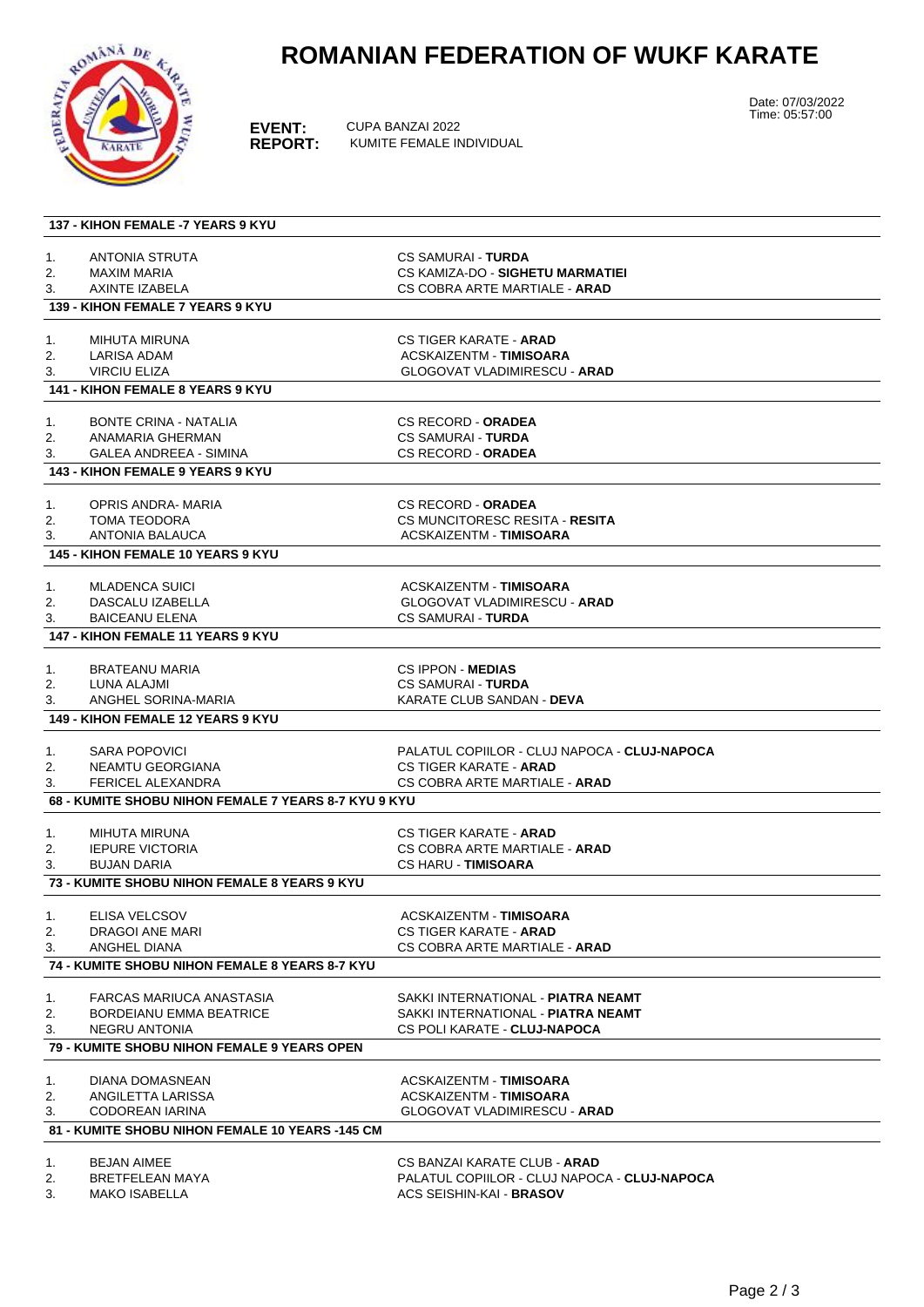# ROMANIAN FEDERATION OF WUKF KARATE

Date: 07/03/2022
Time: 05:57:00

**EVENT:** CUPA BANZAI 2022
**REPORT:** KUMITE FEMALE INDIVIDUAL

### 137 - KIHON FEMALE -7 YEARS 9 KYU

| | | |
|---|---|---|
| 1. | ANTONIA STRUTA | CS SAMURAI - **TURDA** |
| 2. | MAXIM MARIA | CS KAMIZA-DO - **SIGHETU MARMATIEI** |
| 3. | AXINTE IZABELA | CS COBRA ARTE MARTIALE - **ARAD** |

### 139 - KIHON FEMALE 7 YEARS 9 KYU

| | | |
|---|---|---|
| 1. | MIHUTA MIRUNA | CS TIGER KARATE - **ARAD** |
| 2. | LARISA ADAM | ACSKAIZENTM - **TIMISOARA** |
| 3. | VIRCIU ELIZA | GLOGOVAT VLADIMIRESCU - **ARAD** |

### 141 - KIHON FEMALE 8 YEARS 9 KYU

| | | |
|---|---|---|
| 1. | BONTE CRINA - NATALIA | CS RECORD - **ORADEA** |
| 2. | ANAMARIA GHERMAN | CS SAMURAI - **TURDA** |
| 3. | GALEA ANDREEA - SIMINA | CS RECORD - **ORADEA** |

### 143 - KIHON FEMALE 9 YEARS 9 KYU

| | | |
|---|---|---|
| 1. | OPRIS ANDRA- MARIA | CS RECORD - **ORADEA** |
| 2. | TOMA TEODORA | CS MUNCITORESC RESITA - **RESITA** |
| 3. | ANTONIA BALAUCA | ACSKAIZENTM - **TIMISOARA** |

### 145 - KIHON FEMALE 10 YEARS 9 KYU

| | | |
|---|---|---|
| 1. | MLADENCA SUICI | ACSKAIZENTM - **TIMISOARA** |
| 2. | DASCALU IZABELLA | GLOGOVAT VLADIMIRESCU - **ARAD** |
| 3. | BAICEANU ELENA | CS SAMURAI - **TURDA** |

### 147 - KIHON FEMALE 11 YEARS 9 KYU

| | | |
|---|---|---|
| 1. | BRATEANU MARIA | CS IPPON - **MEDIAS** |
| 2. | LUNA ALAJMI | CS SAMURAI - **TURDA** |
| 3. | ANGHEL SORINA-MARIA | KARATE CLUB SANDAN - **DEVA** |

### 149 - KIHON FEMALE 12 YEARS 9 KYU

| | | |
|---|---|---|
| 1. | SARA POPOVICI | PALATUL COPIILOR - CLUJ NAPOCA - **CLUJ-NAPOCA** |
| 2. | NEAMTU GEORGIANA | CS TIGER KARATE - **ARAD** |
| 3. | FERICEL ALEXANDRA | CS COBRA ARTE MARTIALE - **ARAD** |

### 68 - KUMITE SHOBU NIHON FEMALE 7 YEARS 8-7 KYU 9 KYU

| | | |
|---|---|---|
| 1. | MIHUTA MIRUNA | CS TIGER KARATE - **ARAD** |
| 2. | IEPURE VICTORIA | CS COBRA ARTE MARTIALE - **ARAD** |
| 3. | BUJAN DARIA | CS HARU - **TIMISOARA** |

### 73 - KUMITE SHOBU NIHON FEMALE 8 YEARS 9 KYU

| | | |
|---|---|---|
| 1. | ELISA VELCSOV | ACSKAIZENTM - **TIMISOARA** |
| 2. | DRAGOI ANE MARI | CS TIGER KARATE - **ARAD** |
| 3. | ANGHEL DIANA | CS COBRA ARTE MARTIALE - **ARAD** |

### 74 - KUMITE SHOBU NIHON FEMALE 8 YEARS 8-7 KYU

| | | |
|---|---|---|
| 1. | FARCAS MARIUCA ANASTASIA | SAKKI INTERNATIONAL - **PIATRA NEAMT** |
| 2. | BORDEIANU EMMA BEATRICE | SAKKI INTERNATIONAL - **PIATRA NEAMT** |
| 3. | NEGRU ANTONIA | CS POLI KARATE - **CLUJ-NAPOCA** |

### 79 - KUMITE SHOBU NIHON FEMALE 9 YEARS OPEN

| | | |
|---|---|---|
| 1. | DIANA DOMASNEAN | ACSKAIZENTM - **TIMISOARA** |
| 2. | ANGILETTA LARISSA | ACSKAIZENTM - **TIMISOARA** |
| 3. | CODOREAN IARINA | GLOGOVAT VLADIMIRESCU - **ARAD** |

### 81 - KUMITE SHOBU NIHON FEMALE 10 YEARS -145 CM

| | | |
|---|---|---|
| 1. | BEJAN AIMEE | CS BANZAI KARATE CLUB - **ARAD** |
| 2. | BRETFELEAN MAYA | PALATUL COPIILOR - CLUJ NAPOCA - **CLUJ-NAPOCA** |
| 3. | MAKO ISABELLA | ACS SEISHIN-KAI - **BRASOV** |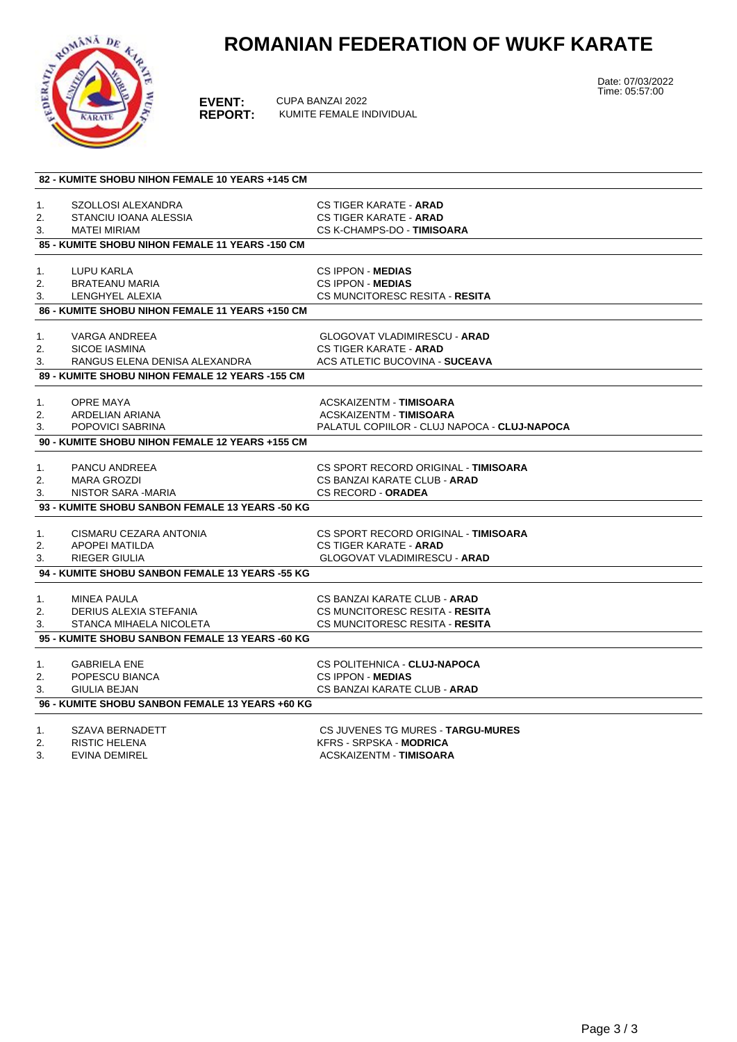# ROMANIAN FEDERATION OF WUKF KARATE

**EVENT:** CUPA BANZAI 2022
**REPORT:** KUMITE FEMALE INDIVIDUAL

Date: 07/03/2022
Time: 05:57:00

### 82 - KUMITE SHOBU NIHON FEMALE 10 YEARS +145 CM

| | | |
|---|---|---|
| 1. | SZOLLOSI ALEXANDRA | CS TIGER KARATE - **ARAD** |
| 2. | STANCIU IOANA ALESSIA | CS TIGER KARATE - **ARAD** |
| 3. | MATEI MIRIAM | CS K-CHAMPS-DO - **TIMISOARA** |

### 85 - KUMITE SHOBU NIHON FEMALE 11 YEARS -150 CM

| | | |
|---|---|---|
| 1. | LUPU KARLA | CS IPPON - **MEDIAS** |
| 2. | BRATEANU MARIA | CS IPPON - **MEDIAS** |
| 3. | LENGHYEL ALEXIA | CS MUNCITORESC RESITA - **RESITA** |

### 86 - KUMITE SHOBU NIHON FEMALE 11 YEARS +150 CM

| | | |
|---|---|---|
| 1. | VARGA ANDREEA | GLOGOVAT VLADIMIRESCU - **ARAD** |
| 2. | SICOE IASMINA | CS TIGER KARATE - **ARAD** |
| 3. | RANGUS ELENA DENISA ALEXANDRA | ACS ATLETIC BUCOVINA - **SUCEAVA** |

### 89 - KUMITE SHOBU NIHON FEMALE 12 YEARS -155 CM

| | | |
|---|---|---|
| 1. | OPRE MAYA | ACSKAIZENTM - **TIMISOARA** |
| 2. | ARDELIAN ARIANA | ACSKAIZENTM - **TIMISOARA** |
| 3. | POPOVICI SABRINA | PALATUL COPIILOR - CLUJ NAPOCA - **CLUJ-NAPOCA** |

### 90 - KUMITE SHOBU NIHON FEMALE 12 YEARS +155 CM

| | | |
|---|---|---|
| 1. | PANCU ANDREEA | CS SPORT RECORD ORIGINAL - **TIMISOARA** |
| 2. | MARA GROZDI | CS BANZAI KARATE CLUB - **ARAD** |
| 3. | NISTOR SARA -MARIA | CS RECORD - **ORADEA** |

### 93 - KUMITE SHOBU SANBON FEMALE 13 YEARS -50 KG

| | | |
|---|---|---|
| 1. | CISMARU CEZARA ANTONIA | CS SPORT RECORD ORIGINAL - **TIMISOARA** |
| 2. | APOPEI MATILDA | CS TIGER KARATE - **ARAD** |
| 3. | RIEGER GIULIA | GLOGOVAT VLADIMIRESCU - **ARAD** |

### 94 - KUMITE SHOBU SANBON FEMALE 13 YEARS -55 KG

| | | |
|---|---|---|
| 1. | MINEA PAULA | CS BANZAI KARATE CLUB - **ARAD** |
| 2. | DERIUS ALEXIA STEFANIA | CS MUNCITORESC RESITA - **RESITA** |
| 3. | STANCA MIHAELA NICOLETA | CS MUNCITORESC RESITA - **RESITA** |

### 95 - KUMITE SHOBU SANBON FEMALE 13 YEARS -60 KG

| | | |
|---|---|---|
| 1. | GABRIELA ENE | CS POLITEHNICA - **CLUJ-NAPOCA** |
| 2. | POPESCU BIANCA | CS IPPON - **MEDIAS** |
| 3. | GIULIA BEJAN | CS BANZAI KARATE CLUB - **ARAD** |

### 96 - KUMITE SHOBU SANBON FEMALE 13 YEARS +60 KG

| | | |
|---|---|---|
| 1. | SZAVA BERNADETT | CS JUVENES TG MURES - **TARGU-MURES** |
| 2. | RISTIC HELENA | KFRS - SRPSKA - **MODRICA** |
| 3. | EVINA DEMIREL | ACSKAIZENTM - **TIMISOARA** |